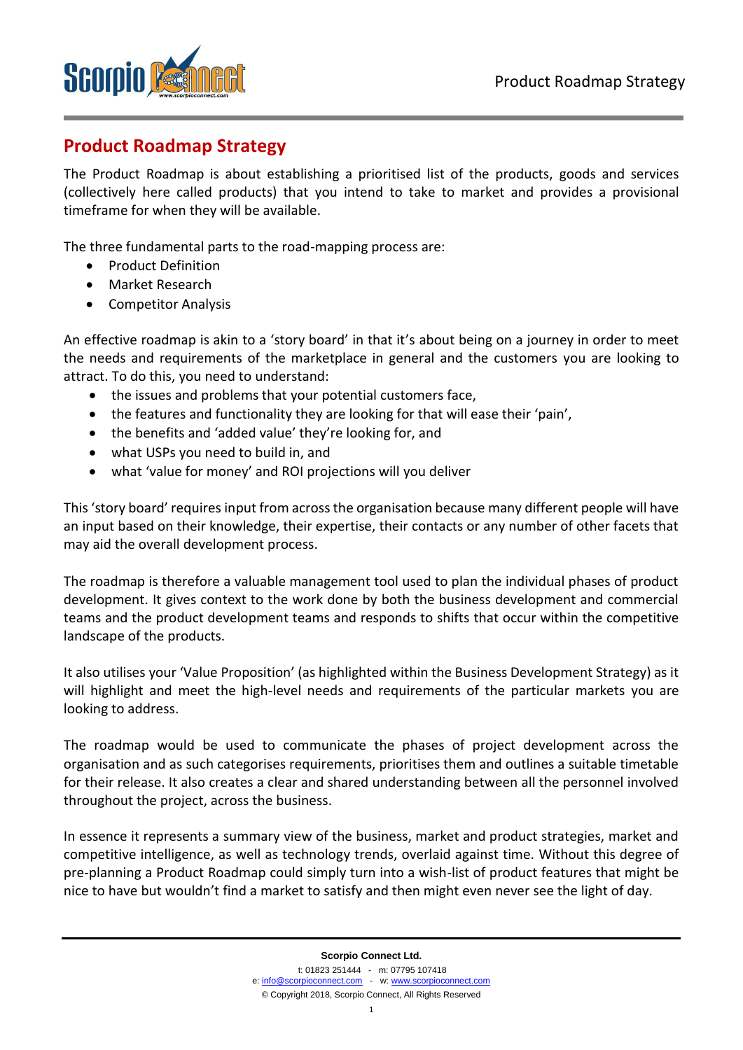# Product Roadmap Strategy

The Product Roadmap is about establishing a prioritised list of the products, goods and services (collectively here called products) that you intend to take to market and provides a provisional timeframe for when they will be available.

The three fundamental parts to the road-mapping process are:

- Product Definition
- Market Research
- Competitor Analysis

An effective roadmap is akin to a 'story board' in that it's about being on a journey in order to meet the needs and requirements of the marketplace in general and the customers you are looking to attract. To do this, you need to understand:

- the issues and problems that your potential customers face,
- the features and functionality they are looking for that will ease their 'pain',
- the benefits and 'added value' they're looking for, and
- what USPs you need to build in, and
- what 'value for money' and ROI projections will you deliver

This 'story board' requires input from across the organisation because many different people will have an input based on their knowledge, their expertise, their contacts or any number of other facets that may aid the overall development process.

The roadmap is therefore a valuable management tool used to plan the individual phases of product development. It gives context to the work done by both the business development and commercial teams and the product development teams and responds to shifts that occur within the competitive landscape of the products.

It also utilises your 'Value Proposition' (as highlighted within the Business Development Strategy) as it will highlight and meet the high-level needs and requirements of the particular markets you are looking to address.

The roadmap would be used to communicate the phases of project development across the organisation and as such categorises requirements, prioritises them and outlines a suitable timetable for their release. It also creates a clear and shared understanding between all the personnel involved throughout the project, across the business.

In essence it represents a summary view of the business, market and product strategies, market and competitive intelligence, as well as technology trends, overlaid against time. Without this degree of pre-planning a Product Roadmap could simply turn into a wish-list of product features that might be nice to have but wouldn't find a market to satisfy and then might even never see the light of day.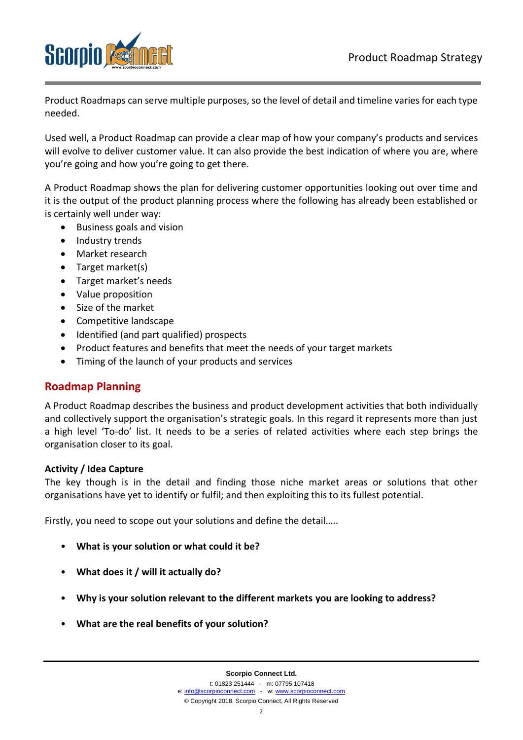Product Roadmaps can serve multiple purposes, so the level of detail and timeline varies for each type needed.

Used well, a Product Roadmap can provide a clear map of how your company's products and services will evolve to deliver customer value. It can also provide the best indication of where you are, where you're going and how you're going to get there.

A Product Roadmap shows the plan for delivering customer opportunities looking out over time and it is the output of the product planning process where the following has already been established or is certainly well under way:

- Business goals and vision
- Industry trends
- Market research
- Target market(s)
- Target market's needs
- Value proposition
- Size of the market
- Competitive landscape
- Identified (and part qualified) prospects
- Product features and benefits that meet the needs of your target markets
- Timing of the launch of your products and services

## Roadmap Planning

A Product Roadmap describes the business and product development activities that both individually and collectively support the organisation's strategic goals. In this regard it represents more than just a high level 'To-do' list. It needs to be a series of related activities where each step brings the organisation closer to its goal.

### Activity / Idea Capture

The key though is in the detail and finding those niche market areas or solutions that other organisations have yet to identify or fulfil; and then exploiting this to its fullest potential.

Firstly, you need to scope out your solutions and define the detail…..

- **What is your solution or what could it be?**
- **What does it / will it actually do?**
- **Why is your solution relevant to the different markets you are looking to address?**
- **What are the real benefits of your solution?**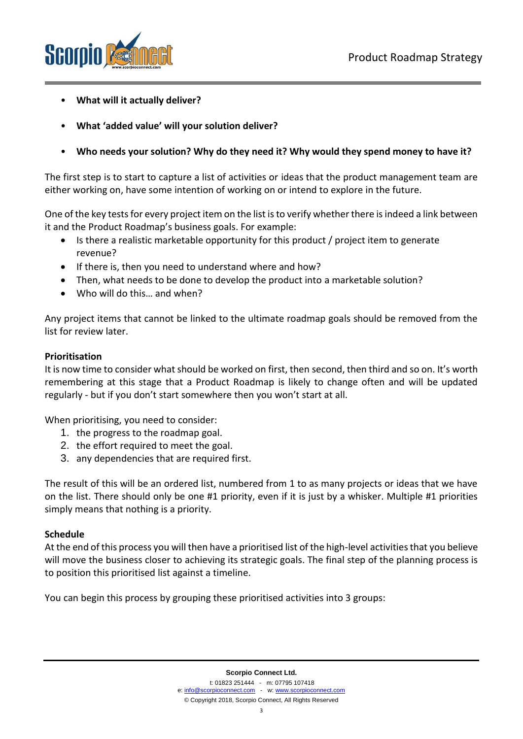- **What will it actually deliver?**
- **What 'added value' will your solution deliver?**
- **Who needs your solution? Why do they need it? Why would they spend money to have it?**

The first step is to start to capture a list of activities or ideas that the product management team are either working on, have some intention of working on or intend to explore in the future.

One of the key tests for every project item on the list is to verify whether there is indeed a link between it and the Product Roadmap's business goals. For example:

- Is there a realistic marketable opportunity for this product / project item to generate revenue?
- If there is, then you need to understand where and how?
- Then, what needs to be done to develop the product into a marketable solution?
- Who will do this… and when?

Any project items that cannot be linked to the ultimate roadmap goals should be removed from the list for review later.

**Prioritisation**

It is now time to consider what should be worked on first, then second, then third and so on. It's worth remembering at this stage that a Product Roadmap is likely to change often and will be updated regularly - but if you don't start somewhere then you won't start at all.

When prioritising, you need to consider:

1. the progress to the roadmap goal.
2. the effort required to meet the goal.
3. any dependencies that are required first.

The result of this will be an ordered list, numbered from 1 to as many projects or ideas that we have on the list. There should only be one #1 priority, even if it is just by a whisker. Multiple #1 priorities simply means that nothing is a priority.

**Schedule**

At the end of this process you will then have a prioritised list of the high-level activities that you believe will move the business closer to achieving its strategic goals. The final step of the planning process is to position this prioritised list against a timeline.

You can begin this process by grouping these prioritised activities into 3 groups: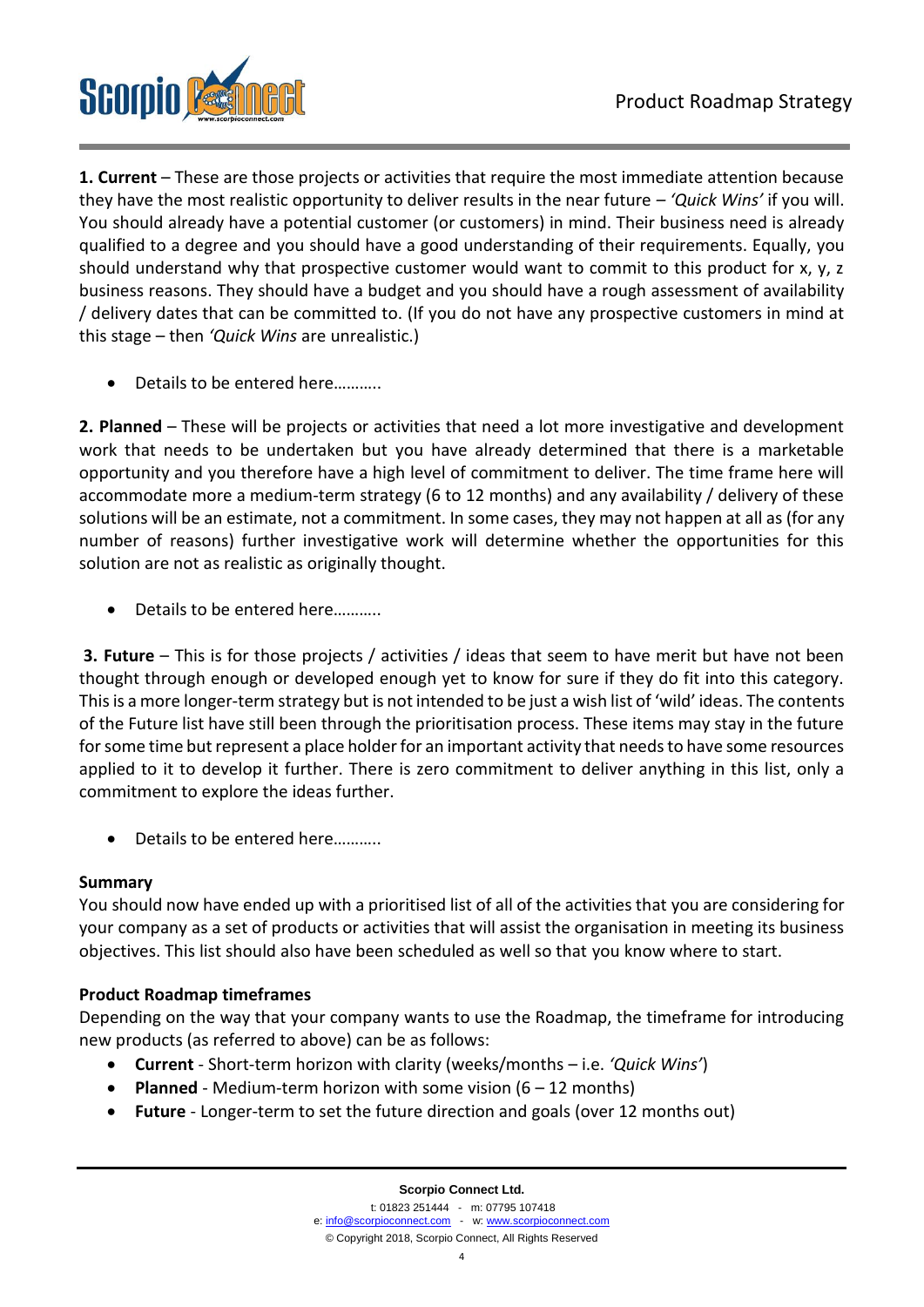**1. Current** – These are those projects or activities that require the most immediate attention because they have the most realistic opportunity to deliver results in the near future – *'Quick Wins'* if you will. You should already have a potential customer (or customers) in mind. Their business need is already qualified to a degree and you should have a good understanding of their requirements. Equally, you should understand why that prospective customer would want to commit to this product for x, y, z business reasons. They should have a budget and you should have a rough assessment of availability / delivery dates that can be committed to. (If you do not have any prospective customers in mind at this stage – then *'Quick Wins* are unrealistic.)

- Details to be entered here………..

**2. Planned** – These will be projects or activities that need a lot more investigative and development work that needs to be undertaken but you have already determined that there is a marketable opportunity and you therefore have a high level of commitment to deliver. The time frame here will accommodate more a medium-term strategy (6 to 12 months) and any availability / delivery of these solutions will be an estimate, not a commitment. In some cases, they may not happen at all as (for any number of reasons) further investigative work will determine whether the opportunities for this solution are not as realistic as originally thought.

- Details to be entered here………..

**3. Future** – This is for those projects / activities / ideas that seem to have merit but have not been thought through enough or developed enough yet to know for sure if they do fit into this category. This is a more longer-term strategy but is not intended to be just a wish list of 'wild' ideas. The contents of the Future list have still been through the prioritisation process. These items may stay in the future for some time but represent a place holder for an important activity that needs to have some resources applied to it to develop it further. There is zero commitment to deliver anything in this list, only a commitment to explore the ideas further.

- Details to be entered here………..

**Summary**

You should now have ended up with a prioritised list of all of the activities that you are considering for your company as a set of products or activities that will assist the organisation in meeting its business objectives. This list should also have been scheduled as well so that you know where to start.

**Product Roadmap timeframes**

Depending on the way that your company wants to use the Roadmap, the timeframe for introducing new products (as referred to above) can be as follows:

- **Current** - Short-term horizon with clarity (weeks/months – i.e. *'Quick Wins'*)
- **Planned** - Medium-term horizon with some vision (6 – 12 months)
- **Future** - Longer-term to set the future direction and goals (over 12 months out)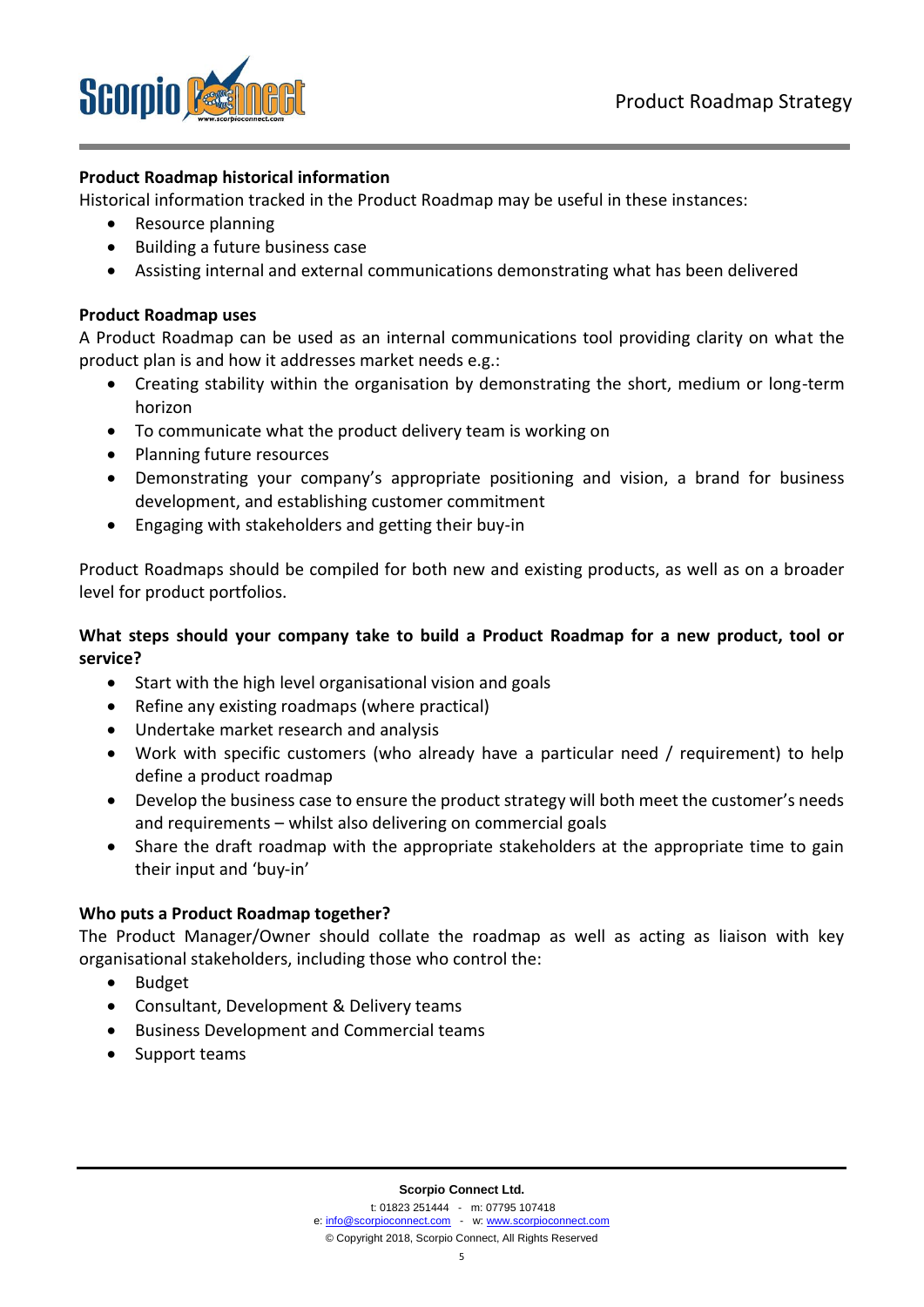**Product Roadmap historical information**

Historical information tracked in the Product Roadmap may be useful in these instances:

- Resource planning
- Building a future business case
- Assisting internal and external communications demonstrating what has been delivered

**Product Roadmap uses**

A Product Roadmap can be used as an internal communications tool providing clarity on what the product plan is and how it addresses market needs e.g.:

- Creating stability within the organisation by demonstrating the short, medium or long-term horizon
- To communicate what the product delivery team is working on
- Planning future resources
- Demonstrating your company's appropriate positioning and vision, a brand for business development, and establishing customer commitment
- Engaging with stakeholders and getting their buy-in

Product Roadmaps should be compiled for both new and existing products, as well as on a broader level for product portfolios.

**What steps should your company take to build a Product Roadmap for a new product, tool or service?**

- Start with the high level organisational vision and goals
- Refine any existing roadmaps (where practical)
- Undertake market research and analysis
- Work with specific customers (who already have a particular need / requirement) to help define a product roadmap
- Develop the business case to ensure the product strategy will both meet the customer's needs and requirements – whilst also delivering on commercial goals
- Share the draft roadmap with the appropriate stakeholders at the appropriate time to gain their input and 'buy-in'

**Who puts a Product Roadmap together?**

The Product Manager/Owner should collate the roadmap as well as acting as liaison with key organisational stakeholders, including those who control the:

- Budget
- Consultant, Development & Delivery teams
- Business Development and Commercial teams
- Support teams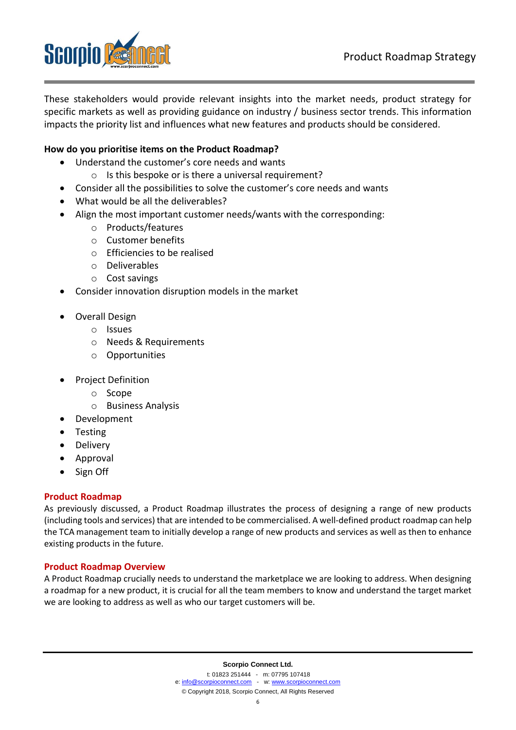These stakeholders would provide relevant insights into the market needs, product strategy for specific markets as well as providing guidance on industry / business sector trends. This information impacts the priority list and influences what new features and products should be considered.

**How do you prioritise items on the Product Roadmap?**

- Understand the customer's core needs and wants
  - Is this bespoke or is there a universal requirement?
- Consider all the possibilities to solve the customer's core needs and wants
- What would be all the deliverables?
- Align the most important customer needs/wants with the corresponding:
  - Products/features
  - Customer benefits
  - Efficiencies to be realised
  - Deliverables
  - Cost savings
- Consider innovation disruption models in the market

- Overall Design
  - Issues
  - Needs & Requirements
  - Opportunities

- Project Definition
  - Scope
  - Business Analysis
- Development
- Testing
- Delivery
- Approval
- Sign Off

## Product Roadmap

As previously discussed, a Product Roadmap illustrates the process of designing a range of new products (including tools and services) that are intended to be commercialised. A well-defined product roadmap can help the TCA management team to initially develop a range of new products and services as well as then to enhance existing products in the future.

## Product Roadmap Overview

A Product Roadmap crucially needs to understand the marketplace we are looking to address. When designing a roadmap for a new product, it is crucial for all the team members to know and understand the target market we are looking to address as well as who our target customers will be.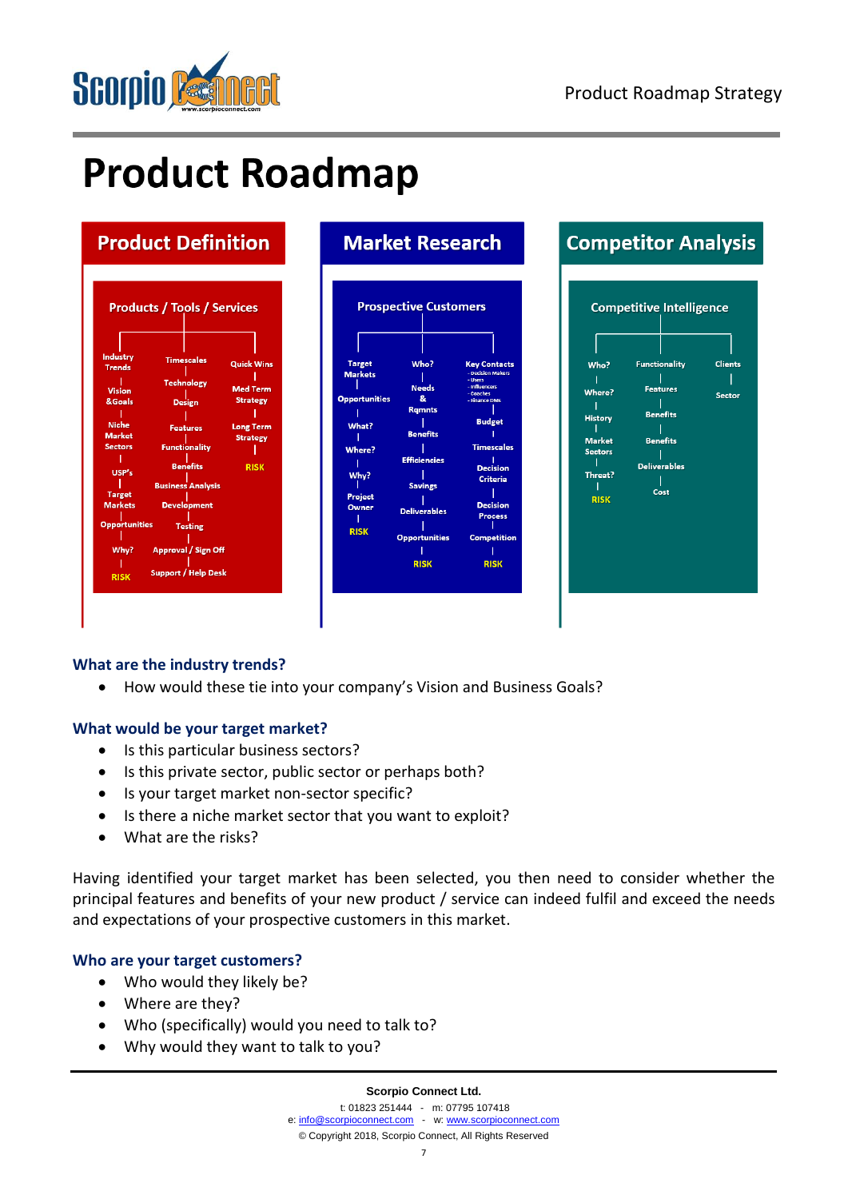// Product Roadmap

The page shows three diagram panels with text. No images were detected, so I transcribe the diagram text.

# Product Roadmap

## Product Definition

**Products / Tools / Services**

- Industry Trends
- Vision &Goals
- Niche Market Sectors
- USP's
- Target Markets
- Opportunities
- Why?
- RISK

- Timescales
- Technology
- Design
- Features
- Functionality
- Benefits
- Business Analysis
- Development
- Testing
- Approval / Sign Off
- Support / Help Desk

- Quick Wins
- Med Term Strategy
- Long Term Strategy
- RISK

## Market Research

**Prospective Customers**

- Target Markets
- Opportunities
- What?
- Where?
- Why?
- Project Owner
- RISK

- Who?
- Needs & Rqmnts
- Benefits
- Efficiencies
- Savings
- Deliverables
- Opportunities
- RISK

- Key Contacts
  - Decision Makers
  - Users
  - Influencers
  - Coaches
  - Finance Dms
- Budget
- Timescales
- Decision Criteria
- Decision Process
- Competition
- RISK

## Competitor Analysis

**Competitive Intelligence**

- Who?
- Where?
- History
- Market Sectors
- Threat?
- RISK

- Functionality
- Features
- Benefits
- Benefits
- Deliverables
- Cost

- Clients
- Sector

### What are the industry trends?

- How would these tie into your company's Vision and Business Goals?

### What would be your target market?

- Is this particular business sectors?
- Is this private sector, public sector or perhaps both?
- Is your target market non-sector specific?
- Is there a niche market sector that you want to exploit?
- What are the risks?

Having identified your target market has been selected, you then need to consider whether the principal features and benefits of your new product / service can indeed fulfil and exceed the needs and expectations of your prospective customers in this market.

### Who are your target customers?

- Who would they likely be?
- Where are they?
- Who (specifically) would you need to talk to?
- Why would they want to talk to you?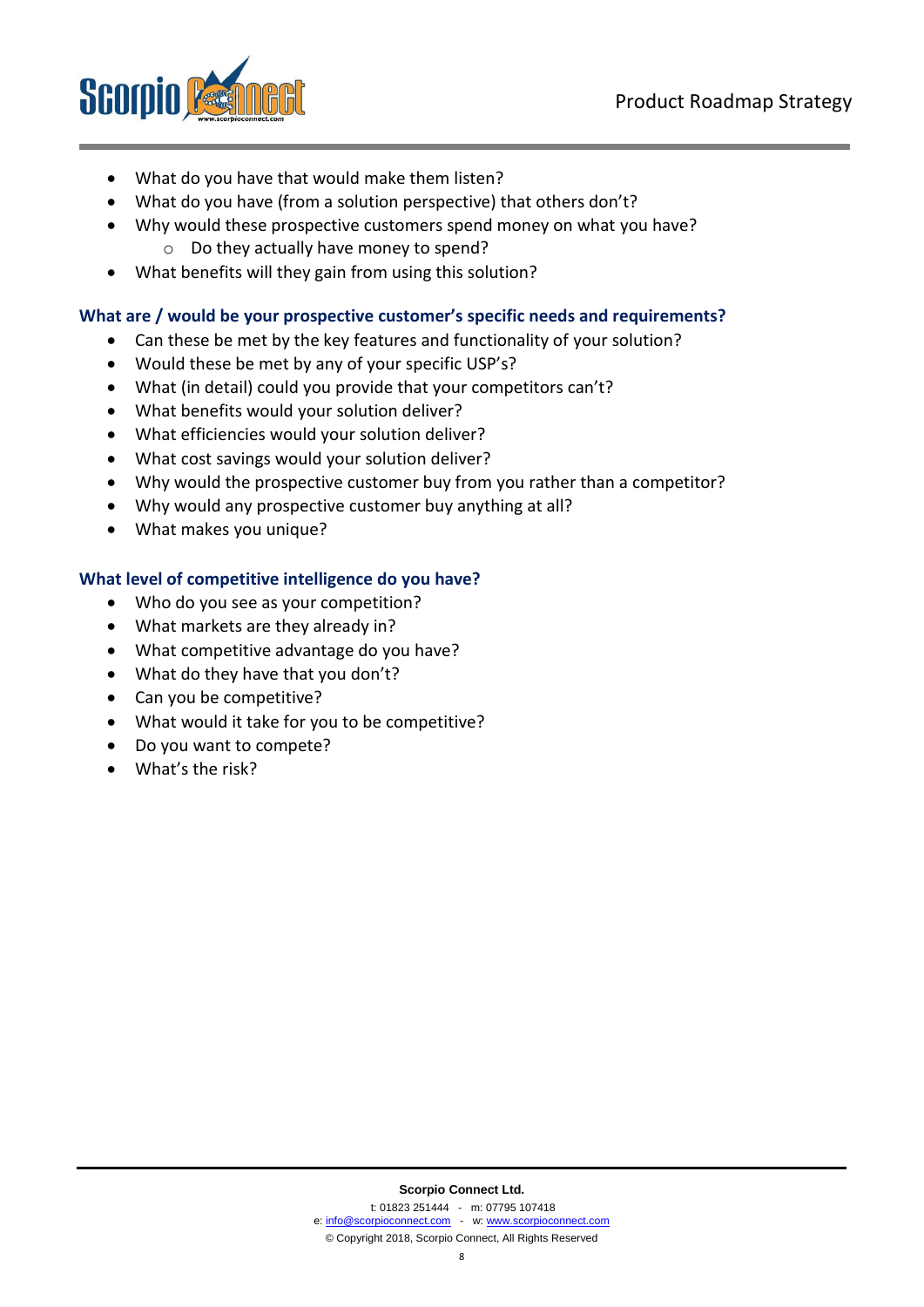- What do you have that would make them listen?
- What do you have (from a solution perspective) that others don't?
- Why would these prospective customers spend money on what you have?
  - Do they actually have money to spend?
- What benefits will they gain from using this solution?

### What are / would be your prospective customer's specific needs and requirements?

- Can these be met by the key features and functionality of your solution?
- Would these be met by any of your specific USP's?
- What (in detail) could you provide that your competitors can't?
- What benefits would your solution deliver?
- What efficiencies would your solution deliver?
- What cost savings would your solution deliver?
- Why would the prospective customer buy from you rather than a competitor?
- Why would any prospective customer buy anything at all?
- What makes you unique?

### What level of competitive intelligence do you have?

- Who do you see as your competition?
- What markets are they already in?
- What competitive advantage do you have?
- What do they have that you don't?
- Can you be competitive?
- What would it take for you to be competitive?
- Do you want to compete?
- What's the risk?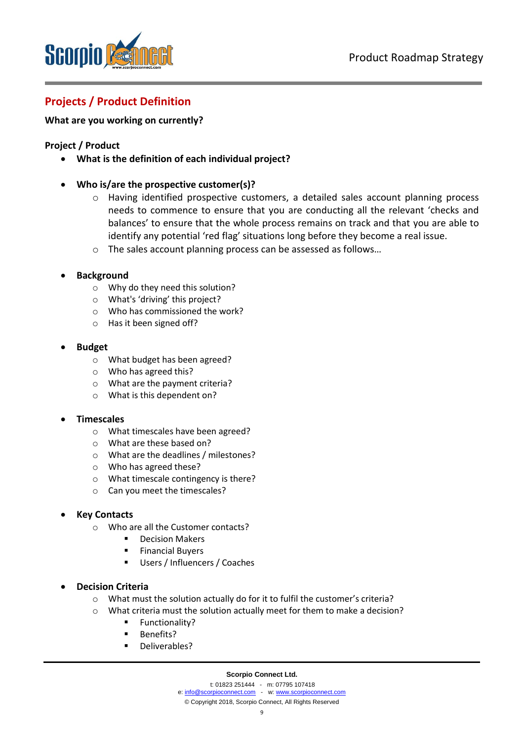## Projects / Product Definition

**What are you working on currently?**

**Project / Product**

- **What is the definition of each individual project?**

- **Who is/are the prospective customer(s)?**
  - Having identified prospective customers, a detailed sales account planning process needs to commence to ensure that you are conducting all the relevant 'checks and balances' to ensure that the whole process remains on track and that you are able to identify any potential 'red flag' situations long before they become a real issue.
  - The sales account planning process can be assessed as follows…

- **Background**
  - Why do they need this solution?
  - What's 'driving' this project?
  - Who has commissioned the work?
  - Has it been signed off?

- **Budget**
  - What budget has been agreed?
  - Who has agreed this?
  - What are the payment criteria?
  - What is this dependent on?

- **Timescales**
  - What timescales have been agreed?
  - What are these based on?
  - What are the deadlines / milestones?
  - Who has agreed these?
  - What timescale contingency is there?
  - Can you meet the timescales?

- **Key Contacts**
  - Who are all the Customer contacts?
    - Decision Makers
    - Financial Buyers
    - Users / Influencers / Coaches

- **Decision Criteria**
  - What must the solution actually do for it to fulfil the customer's criteria?
  - What criteria must the solution actually meet for them to make a decision?
    - Functionality?
    - Benefits?
    - Deliverables?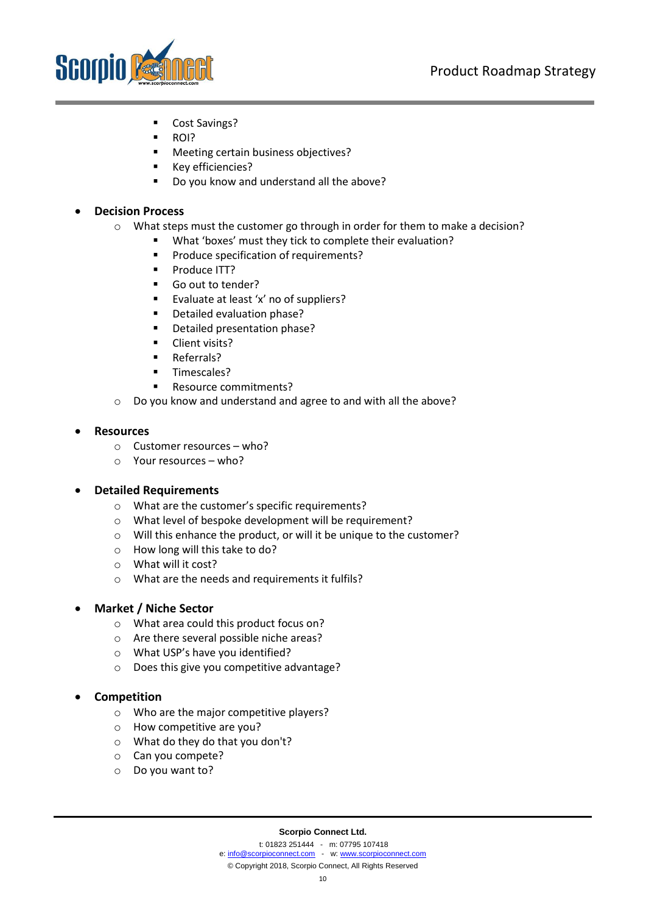- Cost Savings?
        - ROI?
        - Meeting certain business objectives?
        - Key efficiencies?
        - Do you know and understand all the above?

- **Decision Process**
    - What steps must the customer go through in order for them to make a decision?
        - What 'boxes' must they tick to complete their evaluation?
        - Produce specification of requirements?
        - Produce ITT?
        - Go out to tender?
        - Evaluate at least 'x' no of suppliers?
        - Detailed evaluation phase?
        - Detailed presentation phase?
        - Client visits?
        - Referrals?
        - Timescales?
        - Resource commitments?
    - Do you know and understand and agree to and with all the above?

- **Resources**
    - Customer resources – who?
    - Your resources – who?

- **Detailed Requirements**
    - What are the customer's specific requirements?
    - What level of bespoke development will be requirement?
    - Will this enhance the product, or will it be unique to the customer?
    - How long will this take to do?
    - What will it cost?
    - What are the needs and requirements it fulfils?

- **Market / Niche Sector**
    - What area could this product focus on?
    - Are there several possible niche areas?
    - What USP's have you identified?
    - Does this give you competitive advantage?

- **Competition**
    - Who are the major competitive players?
    - How competitive are you?
    - What do they do that you don't?
    - Can you compete?
    - Do you want to?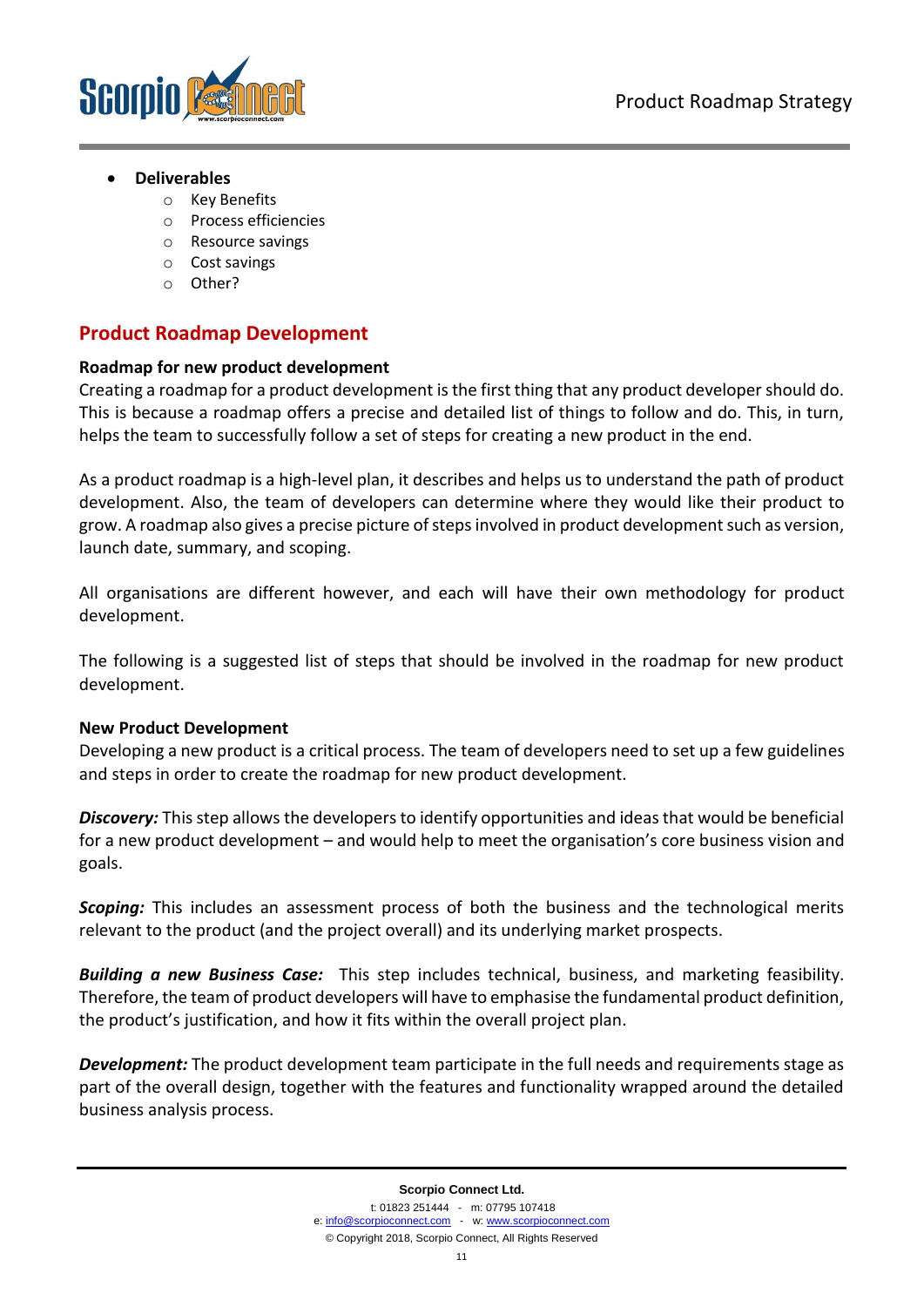- **Deliverables**
    - Key Benefits
    - Process efficiencies
    - Resource savings
    - Cost savings
    - Other?

## Product Roadmap Development

**Roadmap for new product development**

Creating a roadmap for a product development is the first thing that any product developer should do. This is because a roadmap offers a precise and detailed list of things to follow and do. This, in turn, helps the team to successfully follow a set of steps for creating a new product in the end.

As a product roadmap is a high-level plan, it describes and helps us to understand the path of product development. Also, the team of developers can determine where they would like their product to grow. A roadmap also gives a precise picture of steps involved in product development such as version, launch date, summary, and scoping.

All organisations are different however, and each will have their own methodology for product development.

The following is a suggested list of steps that should be involved in the roadmap for new product development.

**New Product Development**

Developing a new product is a critical process. The team of developers need to set up a few guidelines and steps in order to create the roadmap for new product development.

***Discovery:*** This step allows the developers to identify opportunities and ideas that would be beneficial for a new product development – and would help to meet the organisation's core business vision and goals.

***Scoping:*** This includes an assessment process of both the business and the technological merits relevant to the product (and the project overall) and its underlying market prospects.

***Building a new Business Case:*** This step includes technical, business, and marketing feasibility. Therefore, the team of product developers will have to emphasise the fundamental product definition, the product's justification, and how it fits within the overall project plan.

***Development:*** The product development team participate in the full needs and requirements stage as part of the overall design, together with the features and functionality wrapped around the detailed business analysis process.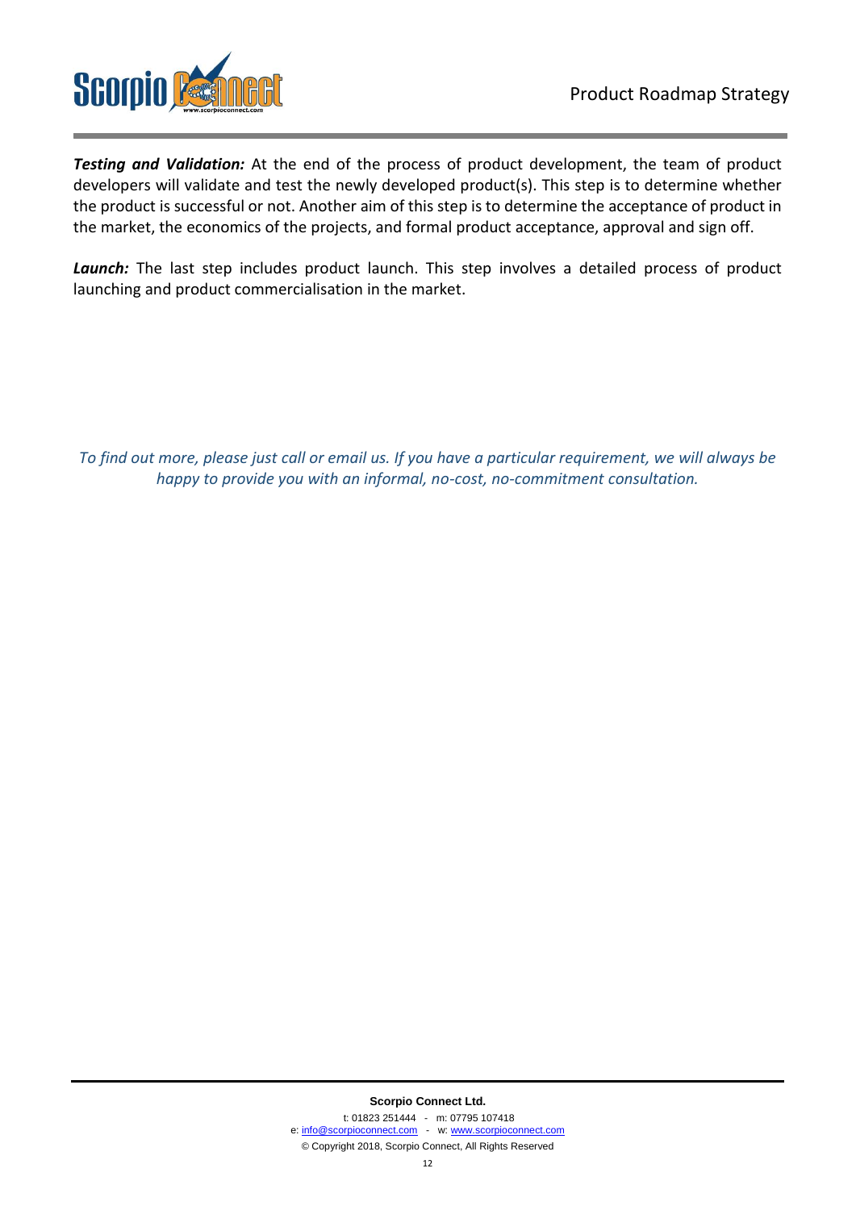***Testing and Validation:*** At the end of the process of product development, the team of product developers will validate and test the newly developed product(s). This step is to determine whether the product is successful or not. Another aim of this step is to determine the acceptance of product in the market, the economics of the projects, and formal product acceptance, approval and sign off.

***Launch:*** The last step includes product launch. This step involves a detailed process of product launching and product commercialisation in the market.

*To find out more, please just call or email us. If you have a particular requirement, we will always be happy to provide you with an informal, no-cost, no-commitment consultation.*